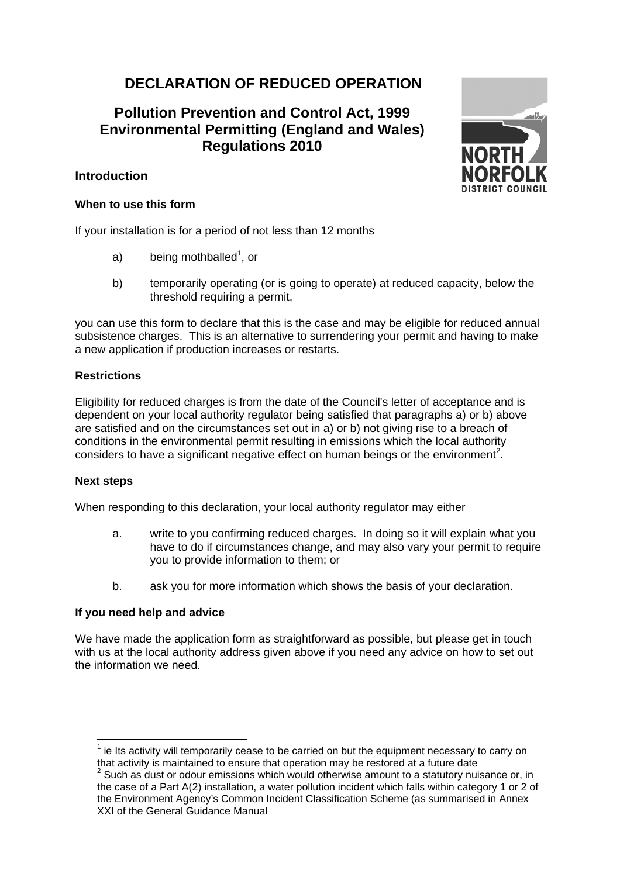# DECLARATION OF REDUCED OPERATION

## Pollution Prevention and Control Act, 1999 Environmental Permitting (England and Wales) Regulations 2010

NORTH NORFOLK DISTRICT COUNCIL

### Introduction

**When to use this form**

If your installation is for a period of not less than 12 months

a) being mothballed[1], or

b) temporarily operating (or is going to operate) at reduced capacity, below the threshold requiring a permit,

you can use this form to declare that this is the case and may be eligible for reduced annual subsistence charges. This is an alternative to surrendering your permit and having to make a new application if production increases or restarts.

**Restrictions**

Eligibility for reduced charges is from the date of the Council's letter of acceptance and is dependent on your local authority regulator being satisfied that paragraphs a) or b) above are satisfied and on the circumstances set out in a) or b) not giving rise to a breach of conditions in the environmental permit resulting in emissions which the local authority considers to have a significant negative effect on human beings or the environment[2].

**Next steps**

When responding to this declaration, your local authority regulator may either

a. write to you confirming reduced charges. In doing so it will explain what you have to do if circumstances change, and may also vary your permit to require you to provide information to them; or

b. ask you for more information which shows the basis of your declaration.

**If you need help and advice**

We have made the application form as straightforward as possible, but please get in touch with us at the local authority address given above if you need any advice on how to set out the information we need.

---

[1] ie Its activity will temporarily cease to be carried on but the equipment necessary to carry on that activity is maintained to ensure that operation may be restored at a future date

[2] Such as dust or odour emissions which would otherwise amount to a statutory nuisance or, in the case of a Part A(2) installation, a water pollution incident which falls within category 1 or 2 of the Environment Agency's Common Incident Classification Scheme (as summarised in Annex XXI of the General Guidance Manual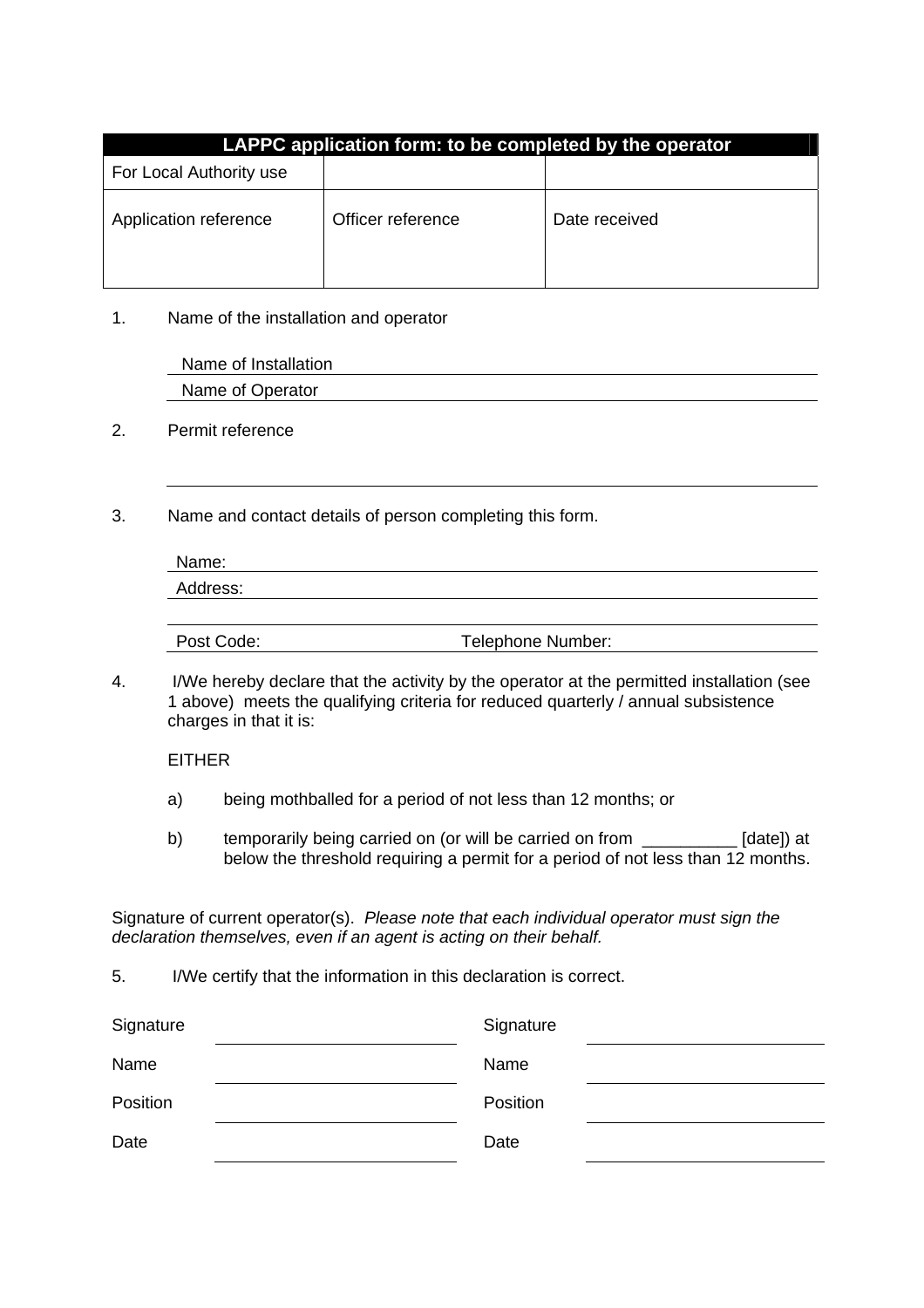| LAPPC application form: to be completed by the operator | | |
|---|---|---|
| For Local Authority use | | |
| Application reference | Officer reference | Date received |

1. Name of the installation and operator

   Name of Installation ____________________

   Name of Operator ____________________

2. Permit reference

   ____________________

3. Name and contact details of person completing this form.

   Name: ____________________

   Address: ____________________

   ____________________

   Post Code: ____________ Telephone Number: ____________

4. I/We hereby declare that the activity by the operator at the permitted installation (see 1 above) meets the qualifying criteria for reduced quarterly / annual subsistence charges in that it is:

   EITHER

   a) being mothballed for a period of not less than 12 months; or

   b) temporarily being carried on (or will be carried on from __________ [date]) at below the threshold requiring a permit for a period of not less than 12 months.

Signature of current operator(s). *Please note that each individual operator must sign the declaration themselves, even if an agent is acting on their behalf.*

5. I/We certify that the information in this declaration is correct.

| | | | |
|---|---|---|---|
| Signature | | Signature | |
| Name | | Name | |
| Position | | Position | |
| Date | | Date | |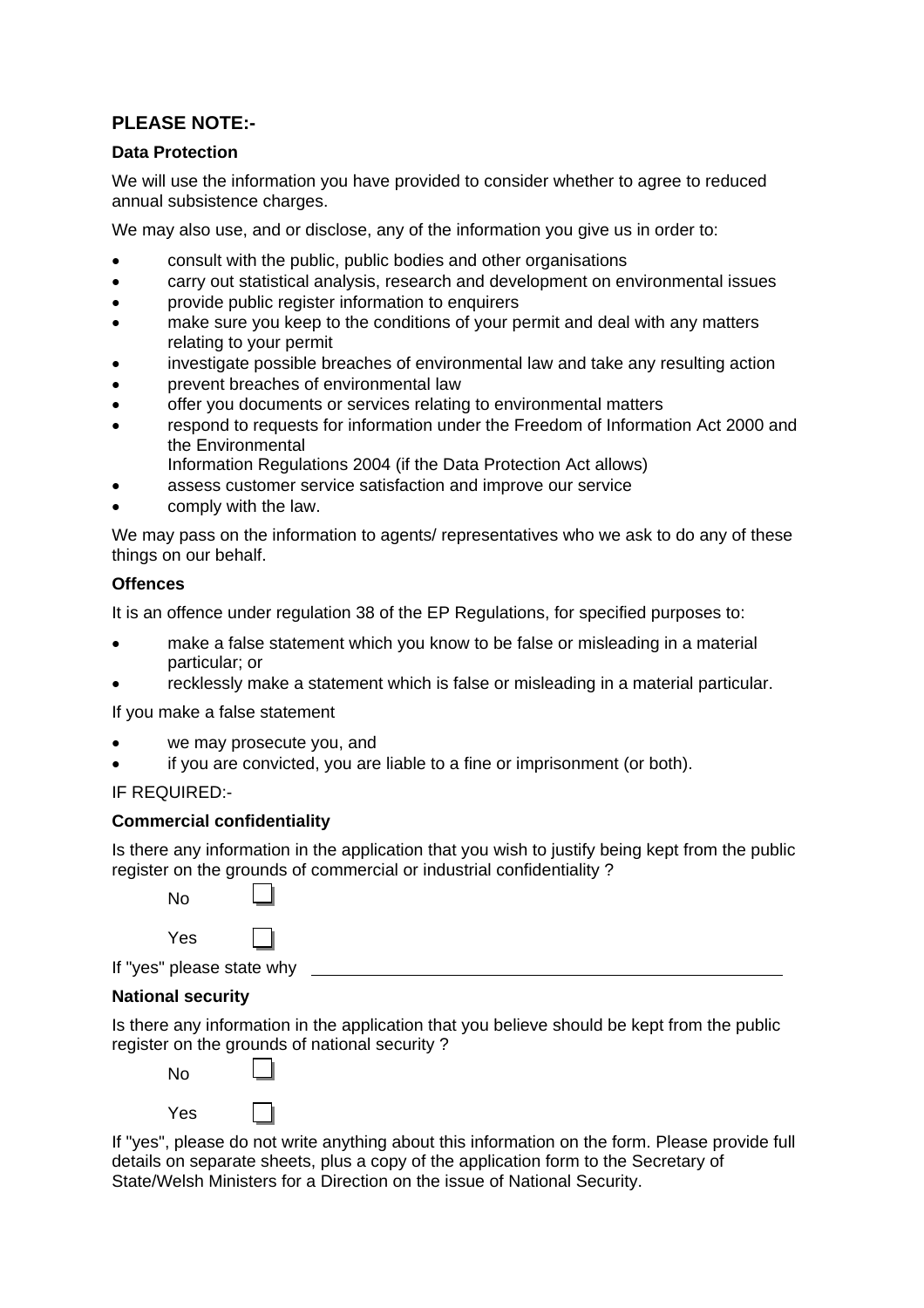## PLEASE NOTE:-

### Data Protection

We will use the information you have provided to consider whether to agree to reduced annual subsistence charges.

We may also use, and or disclose, any of the information you give us in order to:

- consult with the public, public bodies and other organisations
- carry out statistical analysis, research and development on environmental issues
- provide public register information to enquirers
- make sure you keep to the conditions of your permit and deal with any matters relating to your permit
- investigate possible breaches of environmental law and take any resulting action
- prevent breaches of environmental law
- offer you documents or services relating to environmental matters
- respond to requests for information under the Freedom of Information Act 2000 and the Environmental
  Information Regulations 2004 (if the Data Protection Act allows)
- assess customer service satisfaction and improve our service
- comply with the law.

We may pass on the information to agents/ representatives who we ask to do any of these things on our behalf.

### Offences

It is an offence under regulation 38 of the EP Regulations, for specified purposes to:

- make a false statement which you know to be false or misleading in a material particular; or
- recklessly make a statement which is false or misleading in a material particular.

If you make a false statement

- we may prosecute you, and
- if you are convicted, you are liable to a fine or imprisonment (or both).

IF REQUIRED:-

### Commercial confidentiality

Is there any information in the application that you wish to justify being kept from the public register on the grounds of commercial or industrial confidentiality ?

No ☐

Yes ☐

If "yes" please state why ____________________________________________

### National security

Is there any information in the application that you believe should be kept from the public register on the grounds of national security ?

No ☐

Yes ☐

If "yes", please do not write anything about this information on the form. Please provide full details on separate sheets, plus a copy of the application form to the Secretary of State/Welsh Ministers for a Direction on the issue of National Security.